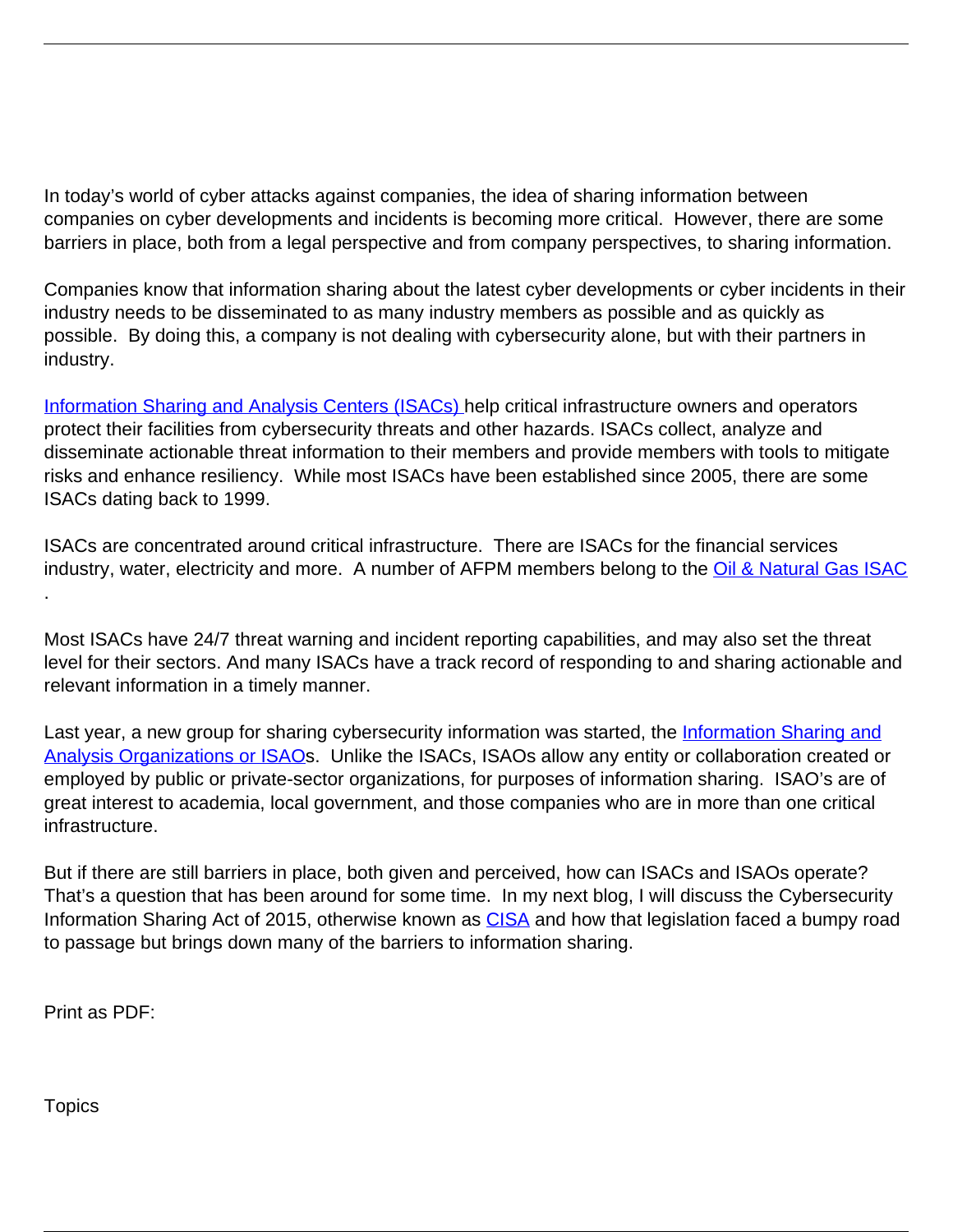In today's world of cyber attacks against companies, the idea of sharing information between companies on cyber developments and incidents is becoming more critical. However, there are some barriers in place, both from a legal perspective and from company perspectives, to sharing information.

Companies know that information sharing about the latest cyber developments or cyber incidents in their industry needs to be disseminated to as many industry members as possible and as quickly as possible. By doing this, a company is not dealing with cybersecurity alone, but with their partners in industry.

Information Sharing and Analysis Centers (ISACs) help critical infrastructure owners and operators protect their facilities from cybersecurity threats and other hazards. ISACs collect, analyze and disseminate actionable threat information to their members and provide members with tools to mitigate risks and enhance resiliency. While most ISACs have been established since 2005, there are some ISACs dating back to 1999.

ISACs are concentrated around critical infrastructure. There are ISACs for the financial services industry, water, electricity and more. A number of AFPM members belong to the Oil & Natural Gas ISAC.

Most ISACs have 24/7 threat warning and incident reporting capabilities, and may also set the threat level for their sectors. And many ISACs have a track record of responding to and sharing actionable and relevant information in a timely manner.

Last year, a new group for sharing cybersecurity information was started, the Information Sharing and Analysis Organizations or ISAOs. Unlike the ISACs, ISAOs allow any entity or collaboration created or employed by public or private-sector organizations, for purposes of information sharing. ISAO's are of great interest to academia, local government, and those companies who are in more than one critical infrastructure.

But if there are still barriers in place, both given and perceived, how can ISACs and ISAOs operate? That's a question that has been around for some time. In my next blog, I will discuss the Cybersecurity Information Sharing Act of 2015, otherwise known as CISA and how that legislation faced a bumpy road to passage but brings down many of the barriers to information sharing.

Print as PDF:

Topics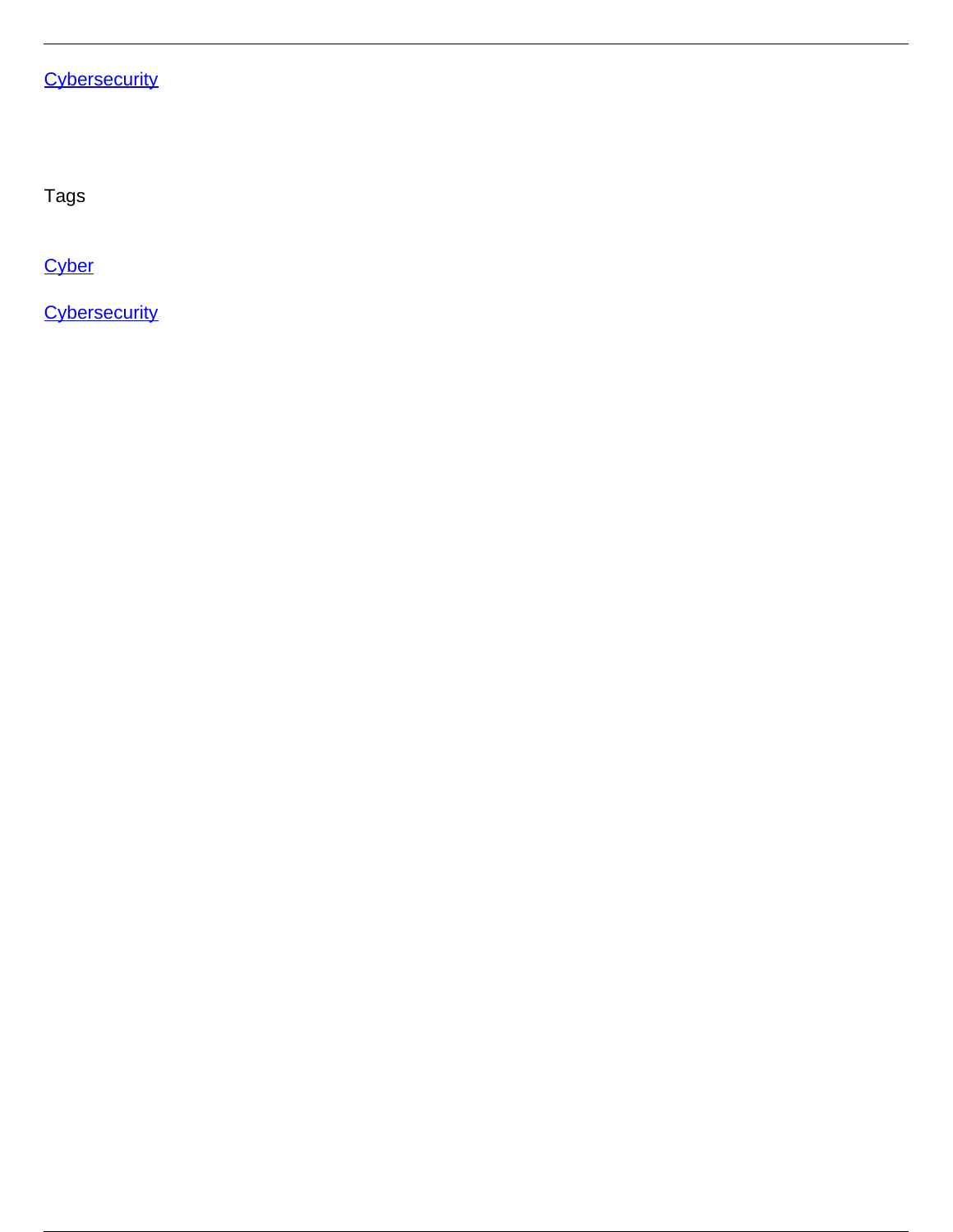[Cybersecurity]

Tags

[Cyber]

[Cybersecurity]